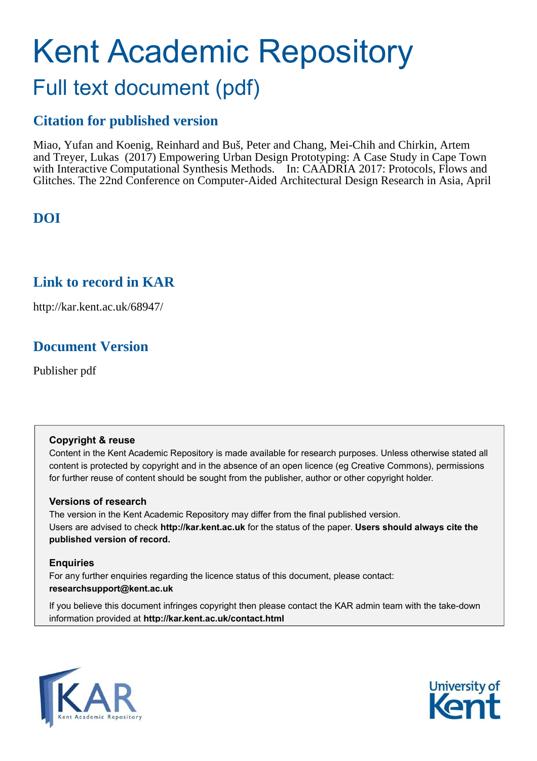# Kent Academic Repository

## Full text document (pdf)

### Citation for published version

Miao, Yufan and Koenig, Reinhard and Buš, Peter and Chang, Mei-Chih and Chirkin, Artem and Treyer, Lukas (2017) Empowering Urban Design Prototyping: A Case Study in Cape Town with Interactive Computational Synthesis Methods. In: CAADRIA 2017: Protocols, Flows and Glitches. The 22nd Conference on Computer-Aided Architectural Design Research in Asia, April

### DOI

### Link to record in KAR

http://kar.kent.ac.uk/68947/

### Document Version

Publisher pdf

**Copyright & reuse**

Content in the Kent Academic Repository is made available for research purposes. Unless otherwise stated all content is protected by copyright and in the absence of an open licence (eg Creative Commons), permissions for further reuse of content should be sought from the publisher, author or other copyright holder.

**Versions of research**

The version in the Kent Academic Repository may differ from the final published version. Users are advised to check **http://kar.kent.ac.uk** for the status of the paper. **Users should always cite the published version of record.**

**Enquiries**

For any further enquiries regarding the licence status of this document, please contact: **researchsupport@kent.ac.uk**

If you believe this document infringes copyright then please contact the KAR admin team with the take-down information provided at **http://kar.kent.ac.uk/contact.html**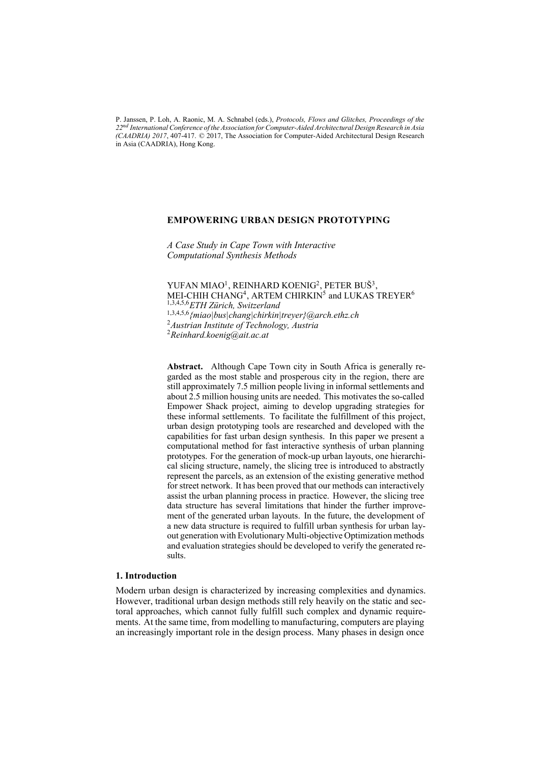P. Janssen, P. Loh, A. Raonic, M. A. Schnabel (eds.), *Protocols, Flows and Glitches, Proceedings of the 22nd International Conference of the Association for Computer-Aided Architectural Design Research in Asia (CAADRIA) 2017*, 407-417. © 2017, The Association for Computer-Aided Architectural Design Research in Asia (CAADRIA), Hong Kong.

# EMPOWERING URBAN DESIGN PROTOTYPING

*A Case Study in Cape Town with Interactive Computational Synthesis Methods*

YUFAN MIAO[1], REINHARD KOENIG[2], PETER BUŠ[3], MEI-CHIH CHANG[4], ARTEM CHIRKIN[5] and LUKAS TREYER[6]
[1,3,4,5,6]*ETH Zürich, Switzerland*
[1,3,4,5,6]*{miao|bus|chang|chirkin|treyer}@arch.ethz.ch*
[2]*Austrian Institute of Technology, Austria*
[2]*Reinhard.koenig@ait.ac.at*

**Abstract.** Although Cape Town city in South Africa is generally regarded as the most stable and prosperous city in the region, there are still approximately 7.5 million people living in informal settlements and about 2.5 million housing units are needed. This motivates the so-called Empower Shack project, aiming to develop upgrading strategies for these informal settlements. To facilitate the fulfillment of this project, urban design prototyping tools are researched and developed with the capabilities for fast urban design synthesis. In this paper we present a computational method for fast interactive synthesis of urban planning prototypes. For the generation of mock-up urban layouts, one hierarchical slicing structure, namely, the slicing tree is introduced to abstractly represent the parcels, as an extension of the existing generative method for street network. It has been proved that our methods can interactively assist the urban planning process in practice. However, the slicing tree data structure has several limitations that hinder the further improvement of the generated urban layouts. In the future, the development of a new data structure is required to fulfill urban synthesis for urban layout generation with Evolutionary Multi-objective Optimization methods and evaluation strategies should be developed to verify the generated results.

## 1. Introduction

Modern urban design is characterized by increasing complexities and dynamics. However, traditional urban design methods still rely heavily on the static and sectoral approaches, which cannot fully fulfill such complex and dynamic requirements. At the same time, from modelling to manufacturing, computers are playing an increasingly important role in the design process. Many phases in design once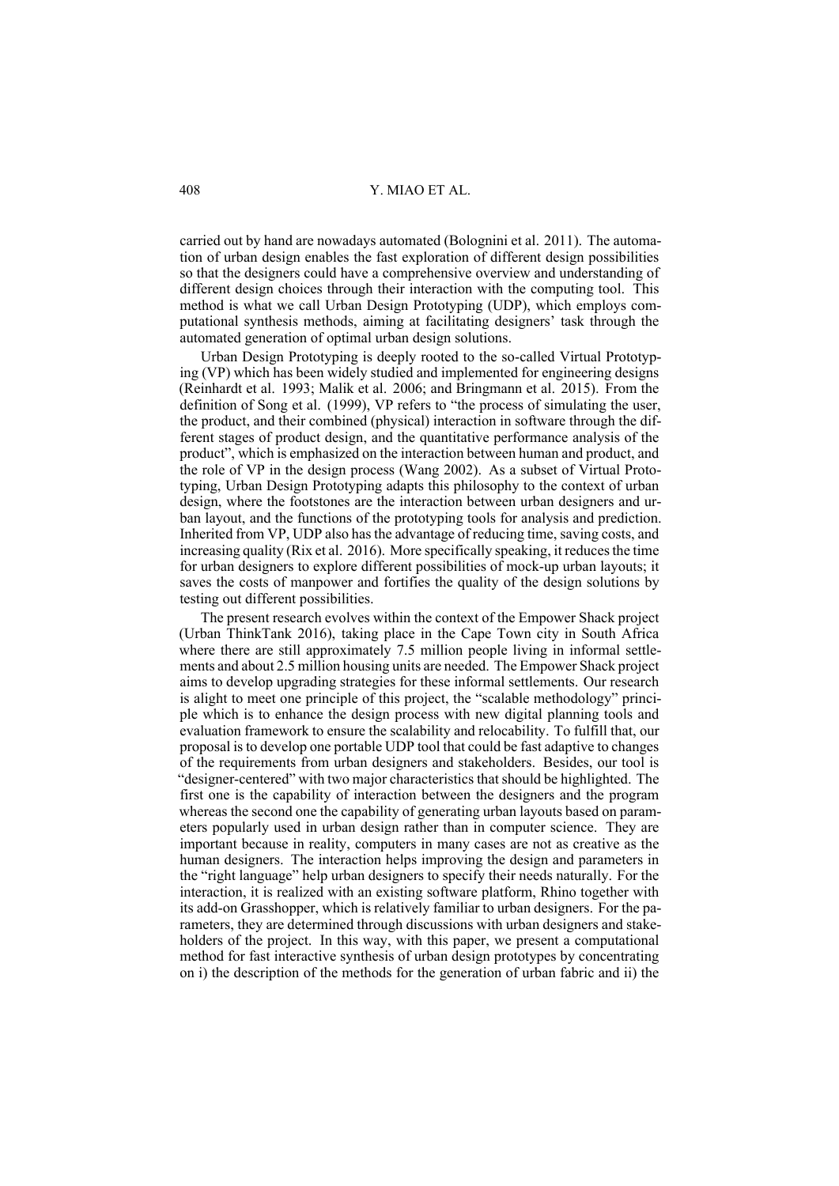carried out by hand are nowadays automated (Bolognini et al. 2011). The automation of urban design enables the fast exploration of different design possibilities so that the designers could have a comprehensive overview and understanding of different design choices through their interaction with the computing tool. This method is what we call Urban Design Prototyping (UDP), which employs computational synthesis methods, aiming at facilitating designers' task through the automated generation of optimal urban design solutions.

Urban Design Prototyping is deeply rooted to the so-called Virtual Prototyping (VP) which has been widely studied and implemented for engineering designs (Reinhardt et al. 1993; Malik et al. 2006; and Bringmann et al. 2015). From the definition of Song et al. (1999), VP refers to "the process of simulating the user, the product, and their combined (physical) interaction in software through the different stages of product design, and the quantitative performance analysis of the product", which is emphasized on the interaction between human and product, and the role of VP in the design process (Wang 2002). As a subset of Virtual Prototyping, Urban Design Prototyping adapts this philosophy to the context of urban design, where the footstones are the interaction between urban designers and urban layout, and the functions of the prototyping tools for analysis and prediction. Inherited from VP, UDP also has the advantage of reducing time, saving costs, and increasing quality (Rix et al. 2016). More specifically speaking, it reduces the time for urban designers to explore different possibilities of mock-up urban layouts; it saves the costs of manpower and fortifies the quality of the design solutions by testing out different possibilities.

The present research evolves within the context of the Empower Shack project (Urban ThinkTank 2016), taking place in the Cape Town city in South Africa where there are still approximately 7.5 million people living in informal settlements and about 2.5 million housing units are needed. The Empower Shack project aims to develop upgrading strategies for these informal settlements. Our research is alight to meet one principle of this project, the "scalable methodology" principle which is to enhance the design process with new digital planning tools and evaluation framework to ensure the scalability and relocability. To fulfill that, our proposal is to develop one portable UDP tool that could be fast adaptive to changes of the requirements from urban designers and stakeholders. Besides, our tool is "designer-centered" with two major characteristics that should be highlighted. The first one is the capability of interaction between the designers and the program whereas the second one the capability of generating urban layouts based on parameters popularly used in urban design rather than in computer science. They are important because in reality, computers in many cases are not as creative as the human designers. The interaction helps improving the design and parameters in the "right language" help urban designers to specify their needs naturally. For the interaction, it is realized with an existing software platform, Rhino together with its add-on Grasshopper, which is relatively familiar to urban designers. For the parameters, they are determined through discussions with urban designers and stakeholders of the project. In this way, with this paper, we present a computational method for fast interactive synthesis of urban design prototypes by concentrating on i) the description of the methods for the generation of urban fabric and ii) the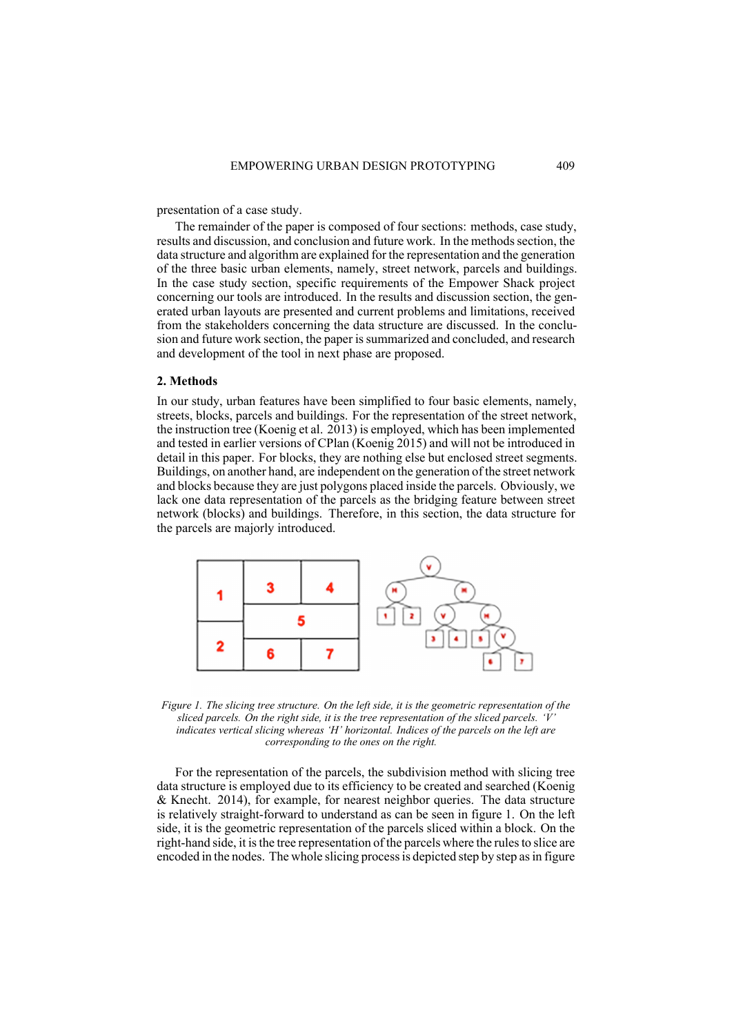presentation of a case study.

The remainder of the paper is composed of four sections: methods, case study, results and discussion, and conclusion and future work. In the methods section, the data structure and algorithm are explained for the representation and the generation of the three basic urban elements, namely, street network, parcels and buildings. In the case study section, specific requirements of the Empower Shack project concerning our tools are introduced. In the results and discussion section, the generated urban layouts are presented and current problems and limitations, received from the stakeholders concerning the data structure are discussed. In the conclusion and future work section, the paper is summarized and concluded, and research and development of the tool in next phase are proposed.

## 2. Methods

In our study, urban features have been simplified to four basic elements, namely, streets, blocks, parcels and buildings. For the representation of the street network, the instruction tree (Koenig et al. 2013) is employed, which has been implemented and tested in earlier versions of CPlan (Koenig 2015) and will not be introduced in detail in this paper. For blocks, they are nothing else but enclosed street segments. Buildings, on another hand, are independent on the generation of the street network and blocks because they are just polygons placed inside the parcels. Obviously, we lack one data representation of the parcels as the bridging feature between street network (blocks) and buildings. Therefore, in this section, the data structure for the parcels are majorly introduced.

*Figure 1. The slicing tree structure. On the left side, it is the geometric representation of the sliced parcels. On the right side, it is the tree representation of the sliced parcels. 'V' indicates vertical slicing whereas 'H' horizontal. Indices of the parcels on the left are corresponding to the ones on the right.*

For the representation of the parcels, the subdivision method with slicing tree data structure is employed due to its efficiency to be created and searched (Koenig & Knecht. 2014), for example, for nearest neighbor queries. The data structure is relatively straight-forward to understand as can be seen in figure 1. On the left side, it is the geometric representation of the parcels sliced within a block. On the right-hand side, it is the tree representation of the parcels where the rules to slice are encoded in the nodes. The whole slicing process is depicted step by step as in figure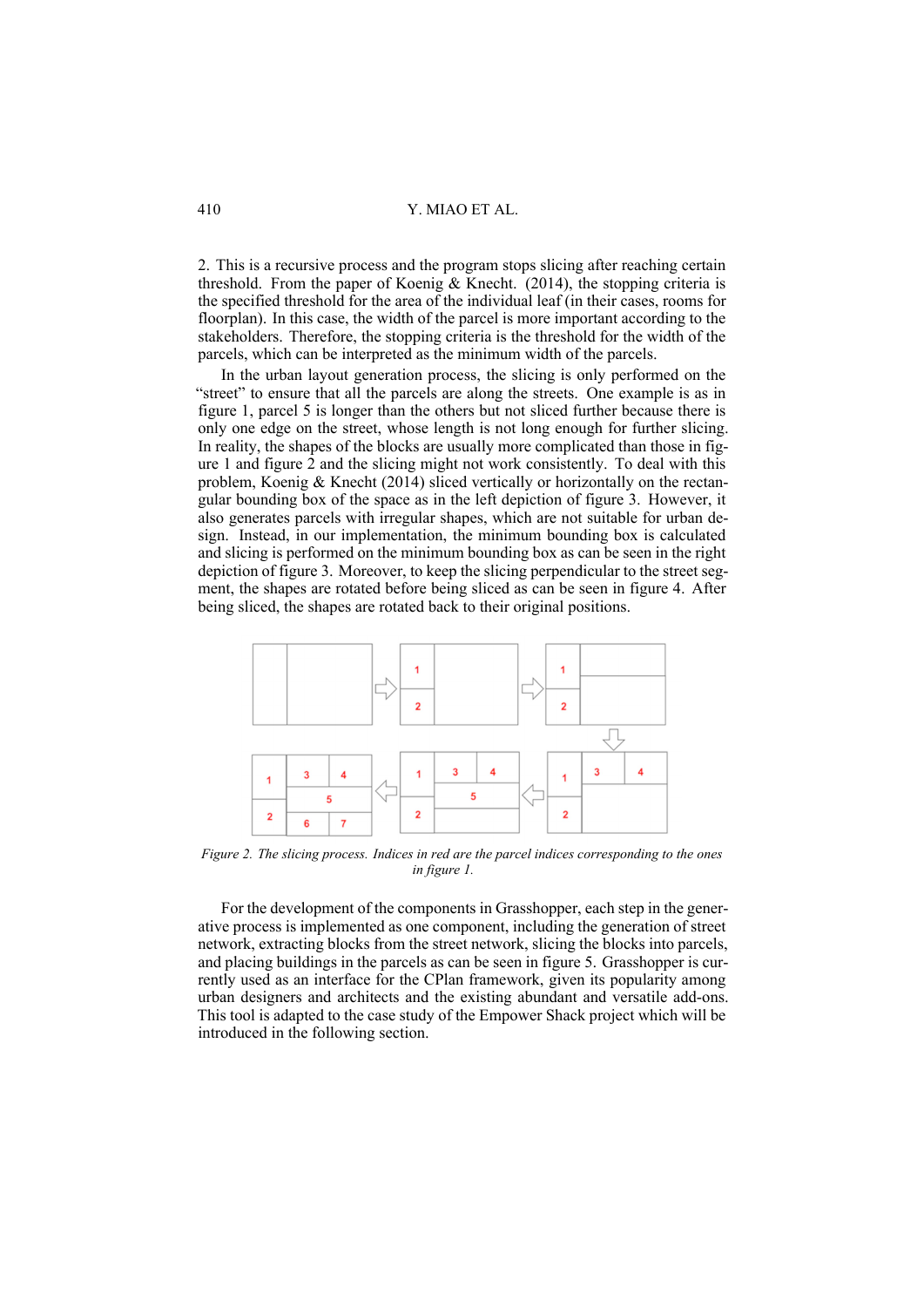2. This is a recursive process and the program stops slicing after reaching certain threshold. From the paper of Koenig & Knecht. (2014), the stopping criteria is the specified threshold for the area of the individual leaf (in their cases, rooms for floorplan). In this case, the width of the parcel is more important according to the stakeholders. Therefore, the stopping criteria is the threshold for the width of the parcels, which can be interpreted as the minimum width of the parcels.

In the urban layout generation process, the slicing is only performed on the "street" to ensure that all the parcels are along the streets. One example is as in figure 1, parcel 5 is longer than the others but not sliced further because there is only one edge on the street, whose length is not long enough for further slicing. In reality, the shapes of the blocks are usually more complicated than those in figure 1 and figure 2 and the slicing might not work consistently. To deal with this problem, Koenig & Knecht (2014) sliced vertically or horizontally on the rectangular bounding box of the space as in the left depiction of figure 3. However, it also generates parcels with irregular shapes, which are not suitable for urban design. Instead, in our implementation, the minimum bounding box is calculated and slicing is performed on the minimum bounding box as can be seen in the right depiction of figure 3. Moreover, to keep the slicing perpendicular to the street segment, the shapes are rotated before being sliced as can be seen in figure 4. After being sliced, the shapes are rotated back to their original positions.

*Figure 2. The slicing process. Indices in red are the parcel indices corresponding to the ones in figure 1.*

For the development of the components in Grasshopper, each step in the generative process is implemented as one component, including the generation of street network, extracting blocks from the street network, slicing the blocks into parcels, and placing buildings in the parcels as can be seen in figure 5. Grasshopper is currently used as an interface for the CPlan framework, given its popularity among urban designers and architects and the existing abundant and versatile add-ons. This tool is adapted to the case study of the Empower Shack project which will be introduced in the following section.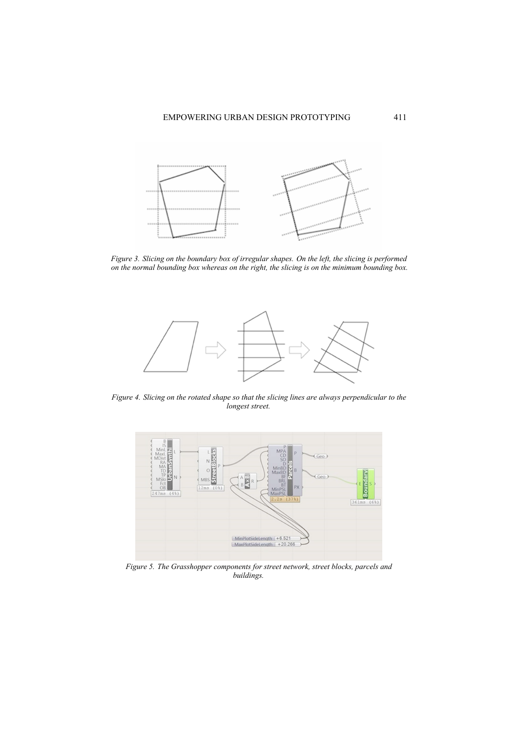*Figure 3. Slicing on the boundary box of irregular shapes. On the left, the slicing is performed on the normal bounding box whereas on the right, the slicing is on the minimum bounding box.*

*Figure 4. Slicing on the rotated shape so that the slicing lines are always perpendicular to the longest street.*

*Figure 5. The Grasshopper components for street network, street blocks, parcels and buildings.*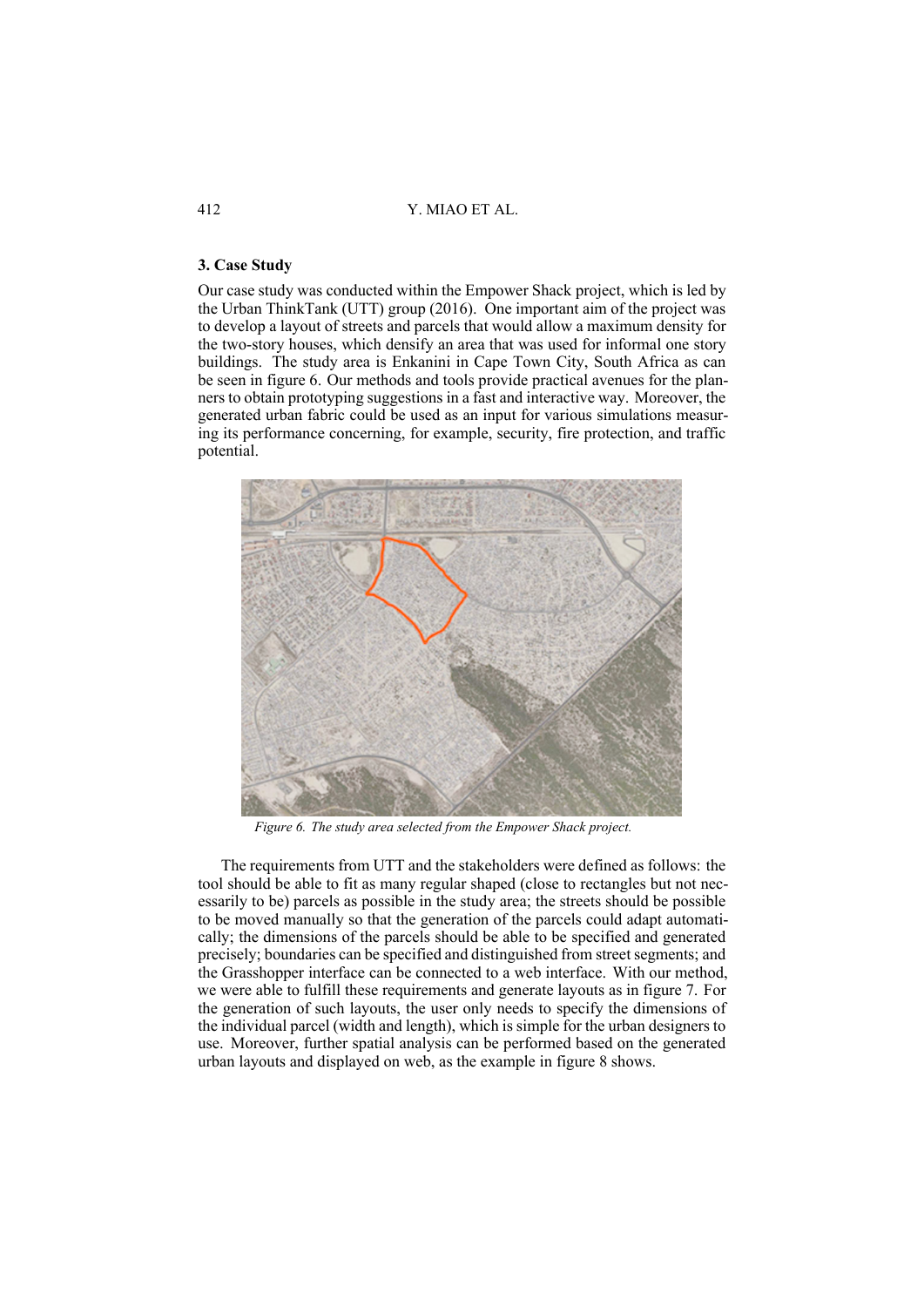### 3. Case Study

Our case study was conducted within the Empower Shack project, which is led by the Urban ThinkTank (UTT) group (2016). One important aim of the project was to develop a layout of streets and parcels that would allow a maximum density for the two-story houses, which densify an area that was used for informal one story buildings. The study area is Enkanini in Cape Town City, South Africa as can be seen in figure 6. Our methods and tools provide practical avenues for the planners to obtain prototyping suggestions in a fast and interactive way. Moreover, the generated urban fabric could be used as an input for various simulations measuring its performance concerning, for example, security, fire protection, and traffic potential.

*Figure 6. The study area selected from the Empower Shack project.*

The requirements from UTT and the stakeholders were defined as follows: the tool should be able to fit as many regular shaped (close to rectangles but not necessarily to be) parcels as possible in the study area; the streets should be possible to be moved manually so that the generation of the parcels could adapt automatically; the dimensions of the parcels should be able to be specified and generated precisely; boundaries can be specified and distinguished from street segments; and the Grasshopper interface can be connected to a web interface. With our method, we were able to fulfill these requirements and generate layouts as in figure 7. For the generation of such layouts, the user only needs to specify the dimensions of the individual parcel (width and length), which is simple for the urban designers to use. Moreover, further spatial analysis can be performed based on the generated urban layouts and displayed on web, as the example in figure 8 shows.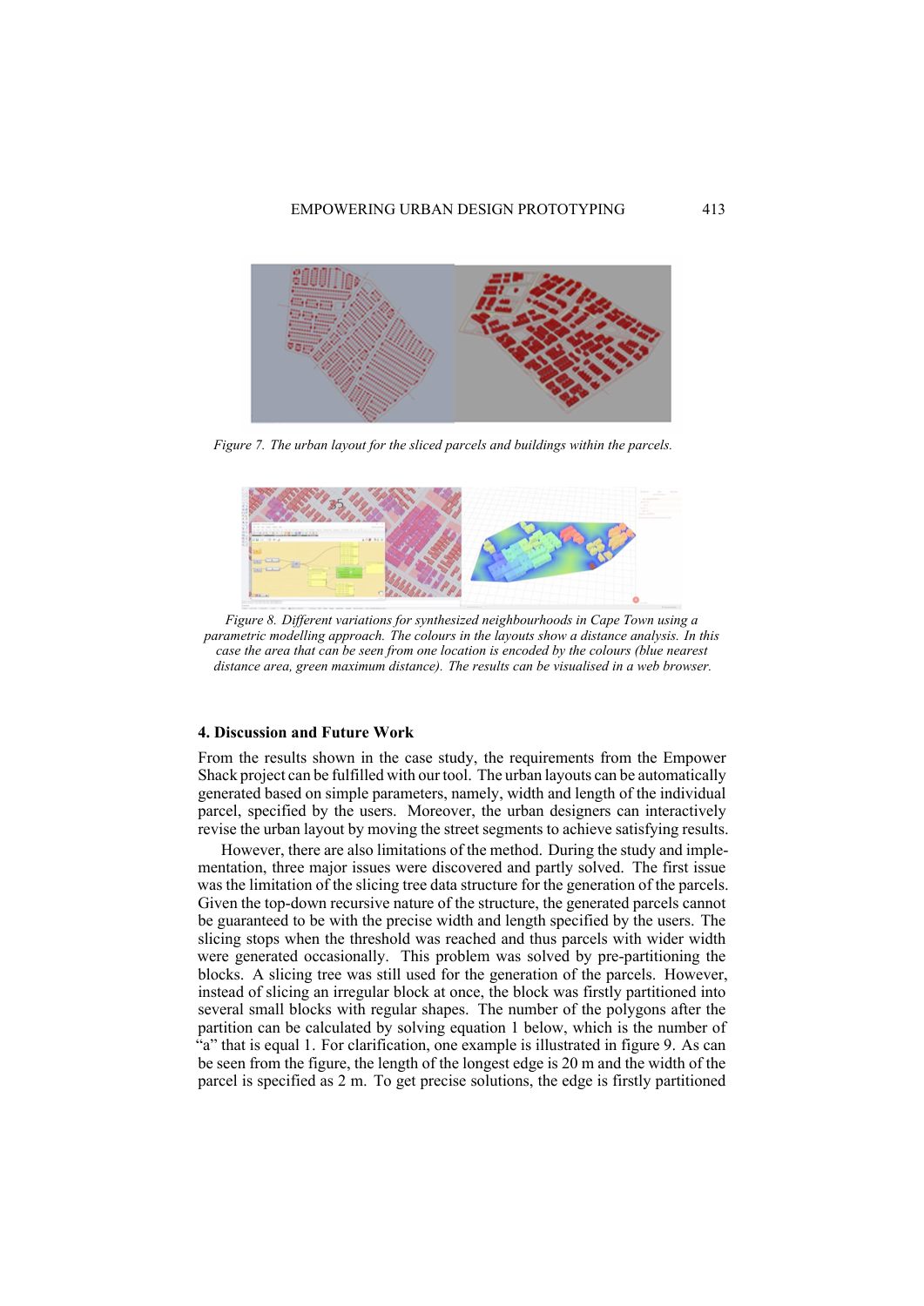*Figure 7. The urban layout for the sliced parcels and buildings within the parcels.*

*Figure 8. Different variations for synthesized neighbourhoods in Cape Town using a parametric modelling approach. The colours in the layouts show a distance analysis. In this case the area that can be seen from one location is encoded by the colours (blue nearest distance area, green maximum distance). The results can be visualised in a web browser.*

## 4. Discussion and Future Work

From the results shown in the case study, the requirements from the Empower Shack project can be fulfilled with our tool. The urban layouts can be automatically generated based on simple parameters, namely, width and length of the individual parcel, specified by the users. Moreover, the urban designers can interactively revise the urban layout by moving the street segments to achieve satisfying results.

However, there are also limitations of the method. During the study and implementation, three major issues were discovered and partly solved. The first issue was the limitation of the slicing tree data structure for the generation of the parcels. Given the top-down recursive nature of the structure, the generated parcels cannot be guaranteed to be with the precise width and length specified by the users. The slicing stops when the threshold was reached and thus parcels with wider width were generated occasionally. This problem was solved by pre-partitioning the blocks. A slicing tree was still used for the generation of the parcels. However, instead of slicing an irregular block at once, the block was firstly partitioned into several small blocks with regular shapes. The number of the polygons after the partition can be calculated by solving equation 1 below, which is the number of "a" that is equal 1. For clarification, one example is illustrated in figure 9. As can be seen from the figure, the length of the longest edge is 20 m and the width of the parcel is specified as 2 m. To get precise solutions, the edge is firstly partitioned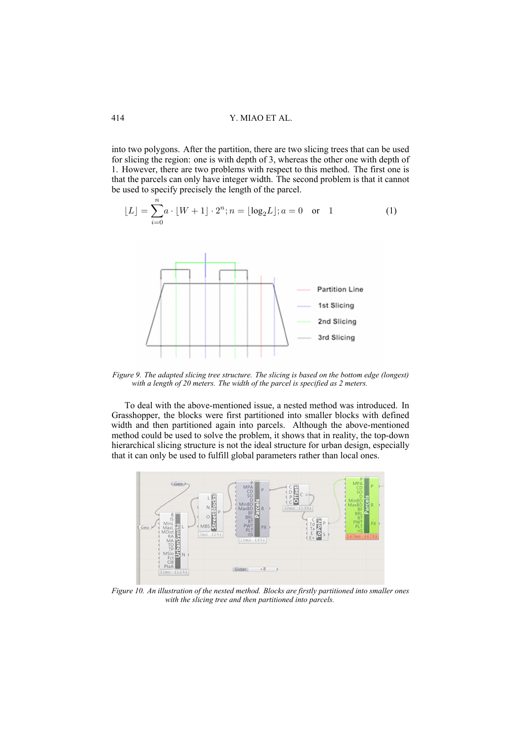into two polygons. After the partition, there are two slicing trees that can be used for slicing the region: one is with depth of 3, whereas the other one with depth of 1. However, there are two problems with respect to this method. The first one is that the parcels can only have integer width. The second problem is that it cannot be used to specify precisely the length of the parcel.

$$\lfloor L \rfloor = \sum_{i=0}^{n} a \cdot \lfloor W + 1 \rfloor \cdot 2^n; n = \lfloor \log_2 L \rfloor; a = 0 \quad \text{or} \quad 1 \tag{1}$$

*Figure 9. The adapted slicing tree structure. The slicing is based on the bottom edge (longest) with a length of 20 meters. The width of the parcel is specified as 2 meters.*

To deal with the above-mentioned issue, a nested method was introduced. In Grasshopper, the blocks were first partitioned into smaller blocks with defined width and then partitioned again into parcels. Although the above-mentioned method could be used to solve the problem, it shows that in reality, the top-down hierarchical slicing structure is not the ideal structure for urban design, especially that it can only be used to fulfill global parameters rather than local ones.

*Figure 10. An illustration of the nested method. Blocks are firstly partitioned into smaller ones with the slicing tree and then partitioned into parcels.*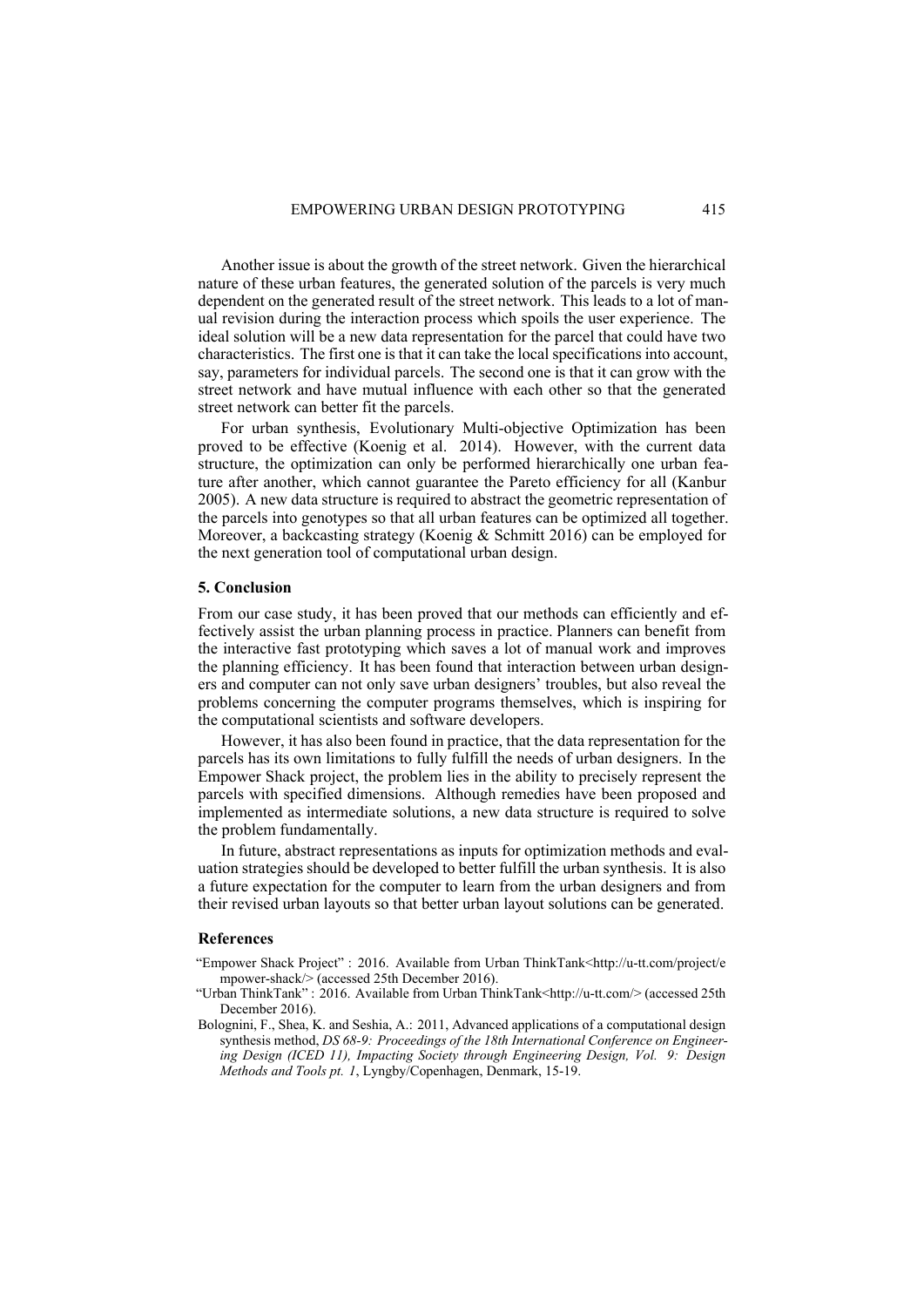Another issue is about the growth of the street network. Given the hierarchical nature of these urban features, the generated solution of the parcels is very much dependent on the generated result of the street network. This leads to a lot of manual revision during the interaction process which spoils the user experience. The ideal solution will be a new data representation for the parcel that could have two characteristics. The first one is that it can take the local specifications into account, say, parameters for individual parcels. The second one is that it can grow with the street network and have mutual influence with each other so that the generated street network can better fit the parcels.

For urban synthesis, Evolutionary Multi-objective Optimization has been proved to be effective (Koenig et al. 2014). However, with the current data structure, the optimization can only be performed hierarchically one urban feature after another, which cannot guarantee the Pareto efficiency for all (Kanbur 2005). A new data structure is required to abstract the geometric representation of the parcels into genotypes so that all urban features can be optimized all together. Moreover, a backcasting strategy (Koenig & Schmitt 2016) can be employed for the next generation tool of computational urban design.

## 5. Conclusion

From our case study, it has been proved that our methods can efficiently and effectively assist the urban planning process in practice. Planners can benefit from the interactive fast prototyping which saves a lot of manual work and improves the planning efficiency. It has been found that interaction between urban designers and computer can not only save urban designers' troubles, but also reveal the problems concerning the computer programs themselves, which is inspiring for the computational scientists and software developers.

However, it has also been found in practice, that the data representation for the parcels has its own limitations to fully fulfill the needs of urban designers. In the Empower Shack project, the problem lies in the ability to precisely represent the parcels with specified dimensions. Although remedies have been proposed and implemented as intermediate solutions, a new data structure is required to solve the problem fundamentally.

In future, abstract representations as inputs for optimization methods and evaluation strategies should be developed to better fulfill the urban synthesis. It is also a future expectation for the computer to learn from the urban designers and from their revised urban layouts so that better urban layout solutions can be generated.

## References

"Empower Shack Project" : 2016. Available from Urban ThinkTank<http://u-tt.com/project/empower-shack/> (accessed 25th December 2016).

"Urban ThinkTank" : 2016. Available from Urban ThinkTank<http://u-tt.com/> (accessed 25th December 2016).

Bolognini, F., Shea, K. and Seshia, A.: 2011, Advanced applications of a computational design synthesis method, *DS 68-9: Proceedings of the 18th International Conference on Engineering Design (ICED 11), Impacting Society through Engineering Design, Vol. 9: Design Methods and Tools pt. 1*, Lyngby/Copenhagen, Denmark, 15-19.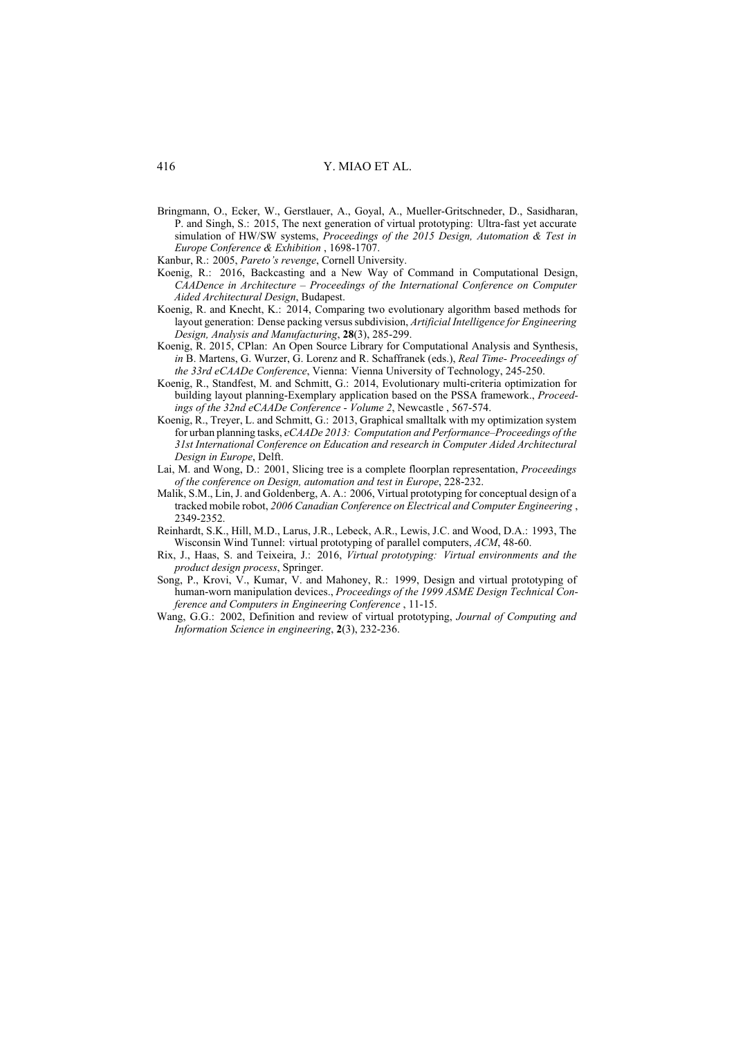Bringmann, O., Ecker, W., Gerstlauer, A., Goyal, A., Mueller-Gritschneder, D., Sasidharan, P. and Singh, S.: 2015, The next generation of virtual prototyping: Ultra-fast yet accurate simulation of HW/SW systems, *Proceedings of the 2015 Design, Automation & Test in Europe Conference & Exhibition* , 1698-1707.

Kanbur, R.: 2005, *Pareto's revenge*, Cornell University.

Koenig, R.: 2016, Backcasting and a New Way of Command in Computational Design, *CAADence in Architecture – Proceedings of the International Conference on Computer Aided Architectural Design*, Budapest.

Koenig, R. and Knecht, K.: 2014, Comparing two evolutionary algorithm based methods for layout generation: Dense packing versus subdivision, *Artificial Intelligence for Engineering Design, Analysis and Manufacturing*, **28**(3), 285-299.

Koenig, R. 2015, CPlan: An Open Source Library for Computational Analysis and Synthesis, *in* B. Martens, G. Wurzer, G. Lorenz and R. Schaffranek (eds.), *Real Time- Proceedings of the 33rd eCAADe Conference*, Vienna: Vienna University of Technology, 245-250.

Koenig, R., Standfest, M. and Schmitt, G.: 2014, Evolutionary multi-criteria optimization for building layout planning-Exemplary application based on the PSSA framework., *Proceedings of the 32nd eCAADe Conference - Volume 2*, Newcastle , 567-574.

Koenig, R., Treyer, L. and Schmitt, G.: 2013, Graphical smalltalk with my optimization system for urban planning tasks, *eCAADe 2013: Computation and Performance–Proceedings of the 31st International Conference on Education and research in Computer Aided Architectural Design in Europe*, Delft.

Lai, M. and Wong, D.: 2001, Slicing tree is a complete floorplan representation, *Proceedings of the conference on Design, automation and test in Europe*, 228-232.

Malik, S.M., Lin, J. and Goldenberg, A. A.: 2006, Virtual prototyping for conceptual design of a tracked mobile robot, *2006 Canadian Conference on Electrical and Computer Engineering* , 2349-2352.

Reinhardt, S.K., Hill, M.D., Larus, J.R., Lebeck, A.R., Lewis, J.C. and Wood, D.A.: 1993, The Wisconsin Wind Tunnel: virtual prototyping of parallel computers, *ACM*, 48-60.

Rix, J., Haas, S. and Teixeira, J.: 2016, *Virtual prototyping: Virtual environments and the product design process*, Springer.

Song, P., Krovi, V., Kumar, V. and Mahoney, R.: 1999, Design and virtual prototyping of human-worn manipulation devices., *Proceedings of the 1999 ASME Design Technical Conference and Computers in Engineering Conference* , 11-15.

Wang, G.G.: 2002, Definition and review of virtual prototyping, *Journal of Computing and Information Science in engineering*, **2**(3), 232-236.